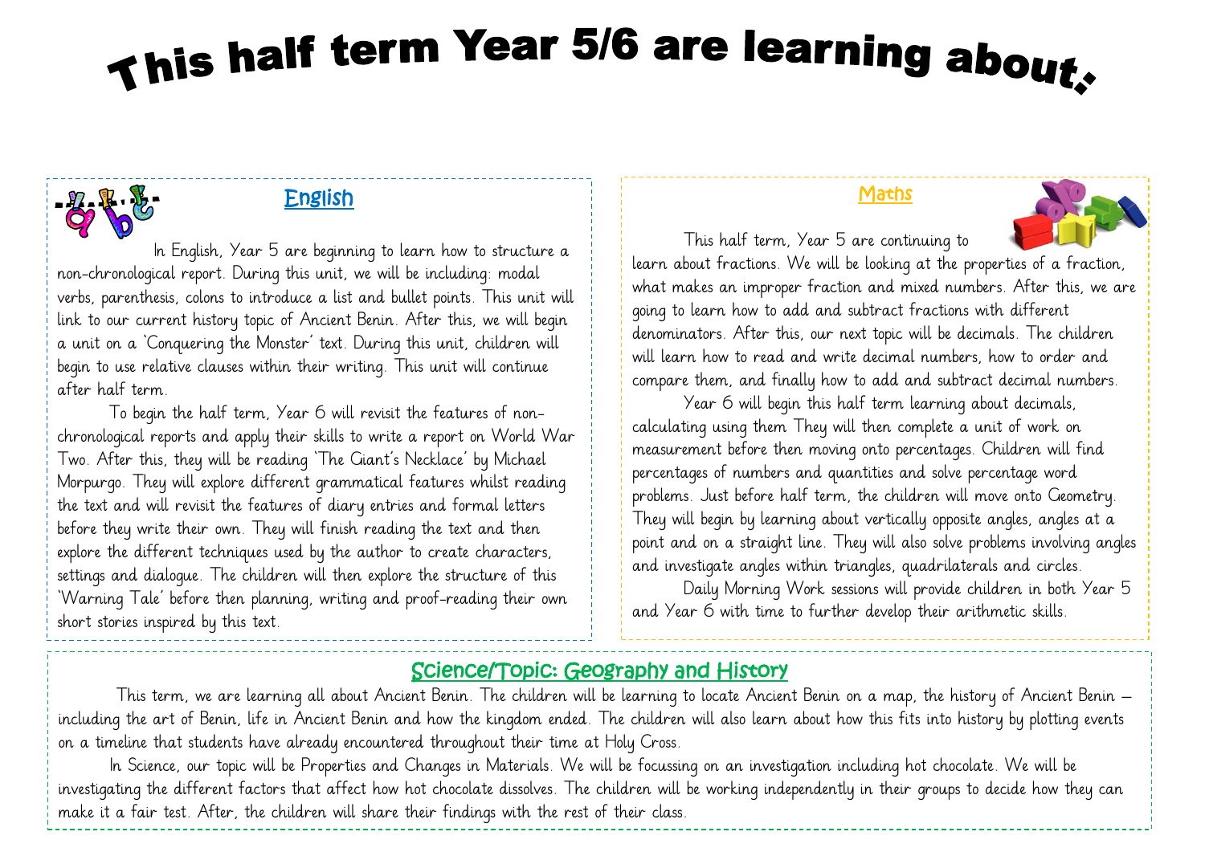# This half term Year 5/6 are learning about:

## English

In English, Year 5 are beginning to learn how to structure a non-chronological report. During this unit, we will be including: modal verbs, parenthesis, colons to introduce a list and bullet points. This unit will link to our current history topic of Ancient Benin. After this, we will begin a unit on a 'Conquering the Monster' text. During this unit, children will begin to use relative clauses within their writing. This unit will continue after half term.

To begin the half term, Year 6 will revisit the features of non-chronological reports and apply their skills to write a report on World War Two. After this, they will be reading 'The Giant's Necklace' by Michael Morpurgo. They will explore different grammatical features whilst reading the text and will revisit the features of diary entries and formal letters before they write their own. They will finish reading the text and then explore the different techniques used by the author to create characters, settings and dialogue. The children will then explore the structure of this 'Warning Tale' before then planning, writing and proof-reading their own short stories inspired by this text.

## Maths

This half term, Year 5 are continuing to learn about fractions. We will be looking at the properties of a fraction, what makes an improper fraction and mixed numbers. After this, we are going to learn how to add and subtract fractions with different denominators. After this, our next topic will be decimals. The children will learn how to read and write decimal numbers, how to order and compare them, and finally how to add and subtract decimal numbers.

Year 6 will begin this half term learning about decimals, calculating using them They will then complete a unit of work on measurement before then moving onto percentages. Children will find percentages of numbers and quantities and solve percentage word problems. Just before half term, the children will move onto Geometry. They will begin by learning about vertically opposite angles, angles at a point and on a straight line. They will also solve problems involving angles and investigate angles within triangles, quadrilaterals and circles.

Daily Morning Work sessions will provide children in both Year 5 and Year 6 with time to further develop their arithmetic skills.

## Science/Topic: Geography and History

This term, we are learning all about Ancient Benin. The children will be learning to locate Ancient Benin on a map, the history of Ancient Benin – including the art of Benin, life in Ancient Benin and how the kingdom ended. The children will also learn about how this fits into history by plotting events on a timeline that students have already encountered throughout their time at Holy Cross.

In Science, our topic will be Properties and Changes in Materials. We will be focussing on an investigation including hot chocolate. We will be investigating the different factors that affect how hot chocolate dissolves. The children will be working independently in their groups to decide how they can make it a fair test. After, the children will share their findings with the rest of their class.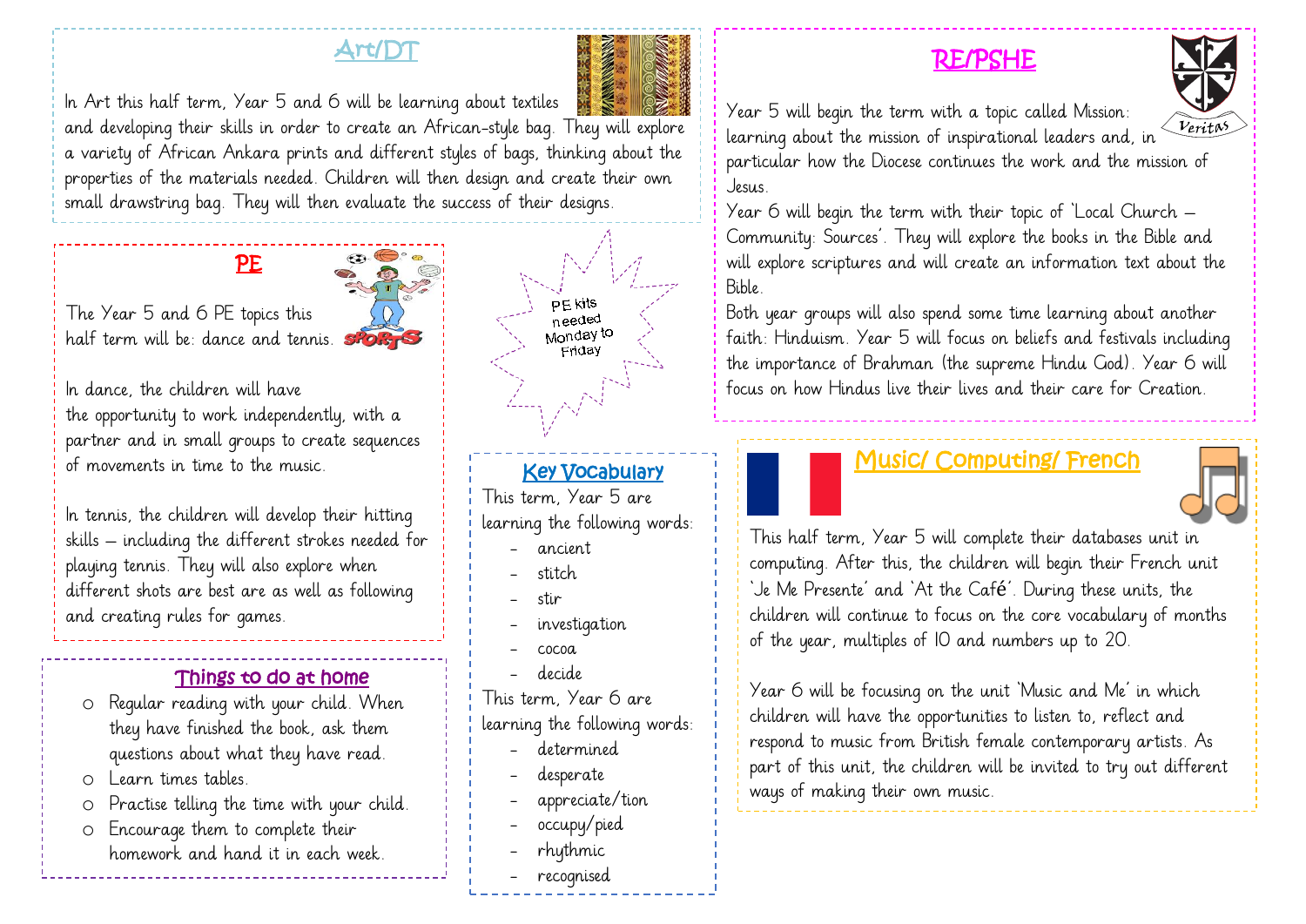## Art/DT

In Art this half term, Year 5 and 6 will be learning about textiles and developing their skills in order to create an African-style bag. They will explore a variety of African Ankara prints and different styles of bags, thinking about the properties of the materials needed. Children will then design and create their own small drawstring bag. They will then evaluate the success of their designs.

## PE

The Year 5 and 6 PE topics this half term will be: dance and tennis.

In dance, the children will have the opportunity to work independently, with a partner and in small groups to create sequences of movements in time to the music.

In tennis, the children will develop their hitting skills – including the different strokes needed for playing tennis. They will also explore when different shots are best are as well as following and creating rules for games.

PE kits needed Monday to Friday

## Things to do at home

- Regular reading with your child. When they have finished the book, ask them questions about what they have read.
- Learn times tables.
- Practise telling the time with your child.
- Encourage them to complete their homework and hand it in each week.

## Key Vocabulary

This term, Year 5 are learning the following words:

- ancient
- stitch
- stir
- investigation
- cocoa
- decide

This term, Year 6 are learning the following words:

- determined
- desperate
- appreciate/tion
- occupy/pied
- rhythmic
- recognised

## RE/PSHE

Veritas

Year 5 will begin the term with a topic called Mission: learning about the mission of inspirational leaders and, in particular how the Diocese continues the work and the mission of Jesus.

Year 6 will begin the term with their topic of 'Local Church – Community: Sources'. They will explore the books in the Bible and will explore scriptures and will create an information text about the Bible.

Both year groups will also spend some time learning about another faith: Hinduism. Year 5 will focus on beliefs and festivals including the importance of Brahman (the supreme Hindu God). Year 6 will focus on how Hindus live their lives and their care for Creation.

## Music/ Computing/ French

This half term, Year 5 will complete their databases unit in computing. After this, the children will begin their French unit 'Je Me Presente' and 'At the Café'. During these units, the children will continue to focus on the core vocabulary of months of the year, multiples of 10 and numbers up to 20.

Year 6 will be focusing on the unit 'Music and Me' in which children will have the opportunities to listen to, reflect and respond to music from British female contemporary artists. As part of this unit, the children will be invited to try out different ways of making their own music.